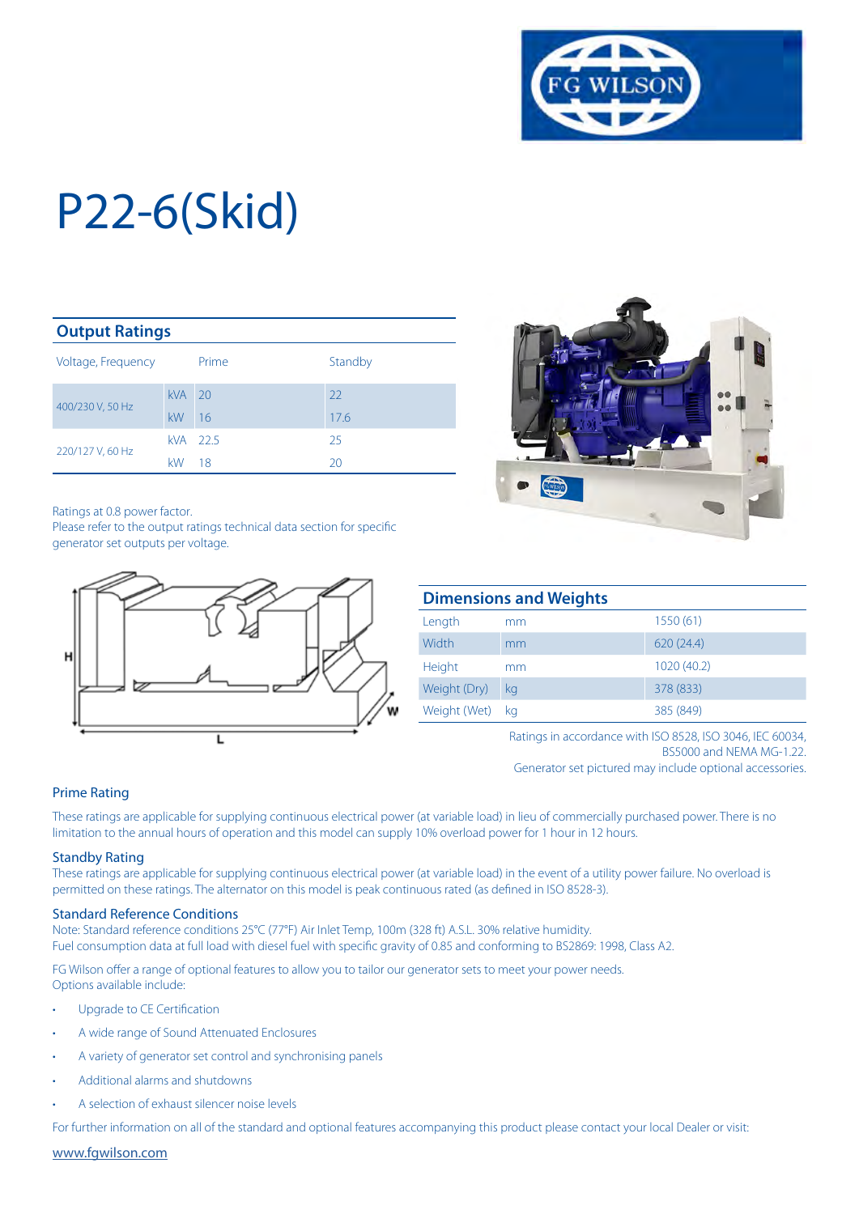# P22-6(Skid)

## Output Ratings

| Voltage, Frequency | | Prime | Standby |
|---|---|---|---|
| 400/230 V, 50 Hz | kVA | 20 | 22 |
| | kW | 16 | 17.6 |
| 220/127 V, 60 Hz | kVA | 22.5 | 25 |
| | kW | 18 | 20 |

Ratings at 0.8 power factor.
Please refer to the output ratings technical data section for specific generator set outputs per voltage.

## Dimensions and Weights

| | | |
|---|---|---|
| Length | mm | 1550 (61) |
| Width | mm | 620 (24.4) |
| Height | mm | 1020 (40.2) |
| Weight (Dry) | kg | 378 (833) |
| Weight (Wet) | kg | 385 (849) |

Ratings in accordance with ISO 8528, ISO 3046, IEC 60034, BS5000 and NEMA MG-1.22.
Generator set pictured may include optional accessories.

### Prime Rating

These ratings are applicable for supplying continuous electrical power (at variable load) in lieu of commercially purchased power. There is no limitation to the annual hours of operation and this model can supply 10% overload power for 1 hour in 12 hours.

### Standby Rating

These ratings are applicable for supplying continuous electrical power (at variable load) in the event of a utility power failure. No overload is permitted on these ratings. The alternator on this model is peak continuous rated (as defined in ISO 8528-3).

### Standard Reference Conditions

Note: Standard reference conditions 25°C (77°F) Air Inlet Temp, 100m (328 ft) A.S.L. 30% relative humidity.
Fuel consumption data at full load with diesel fuel with specific gravity of 0.85 and conforming to BS2869: 1998, Class A2.

FG Wilson offer a range of optional features to allow you to tailor our generator sets to meet your power needs.
Options available include:

- Upgrade to CE Certification
- A wide range of Sound Attenuated Enclosures
- A variety of generator set control and synchronising panels
- Additional alarms and shutdowns
- A selection of exhaust silencer noise levels

For further information on all of the standard and optional features accompanying this product please contact your local Dealer or visit:

www.fgwilson.com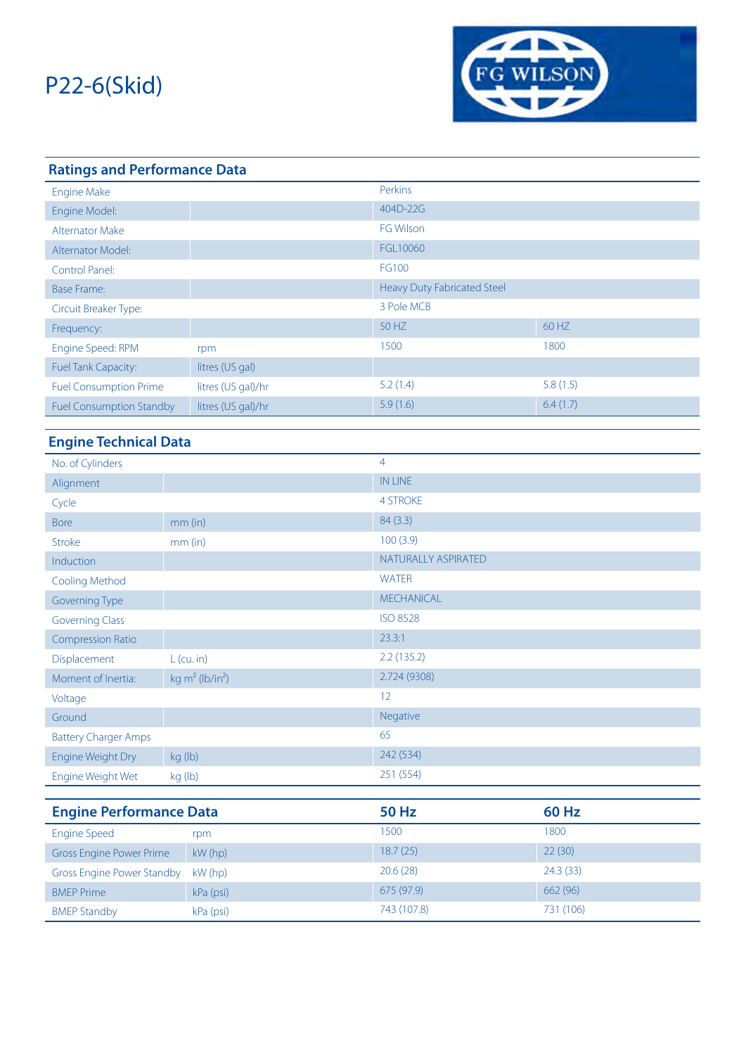# P22-6(Skid)

FG WILSON

## Ratings and Performance Data

| | | | |
|---|---|---|---|
| Engine Make | | Perkins | |
| Engine Model: | | 404D-22G | |
| Alternator Make | | FG Wilson | |
| Alternator Model: | | FGL10060 | |
| Control Panel: | | FG100 | |
| Base Frame: | | Heavy Duty Fabricated Steel | |
| Circuit Breaker Type: | | 3 Pole MCB | |
| Frequency: | | 50 HZ | 60 HZ |
| Engine Speed: RPM | rpm | 1500 | 1800 |
| Fuel Tank Capacity: | litres (US gal) | | |
| Fuel Consumption Prime | litres (US gal)/hr | 5.2 (1.4) | 5.8 (1.5) |
| Fuel Consumption Standby | litres (US gal)/hr | 5.9 (1.6) | 6.4 (1.7) |

## Engine Technical Data

| | | |
|---|---|---|
| No. of Cylinders | | 4 |
| Alignment | | IN LINE |
| Cycle | | 4 STROKE |
| Bore | mm (in) | 84 (3.3) |
| Stroke | mm (in) | 100 (3.9) |
| Induction | | NATURALLY ASPIRATED |
| Cooling Method | | WATER |
| Governing Type | | MECHANICAL |
| Governing Class | | ISO 8528 |
| Compression Ratio | | 23.3:1 |
| Displacement | L (cu. in) | 2.2 (135.2) |
| Moment of Inertia: | kg $m^2$ (lb/$in^2$) | 2.724 (9308) |
| Voltage | | 12 |
| Ground | | Negative |
| Battery Charger Amps | | 65 |
| Engine Weight Dry | kg (lb) | 242 (534) |
| Engine Weight Wet | kg (lb) | 251 (554) |

## Engine Performance Data

| Engine Performance Data | | 50 Hz | 60 Hz |
|---|---|---|---|
| Engine Speed | rpm | 1500 | 1800 |
| Gross Engine Power Prime | kW (hp) | 18.7 (25) | 22 (30) |
| Gross Engine Power Standby | kW (hp) | 20.6 (28) | 24.3 (33) |
| BMEP Prime | kPa (psi) | 675 (97.9) | 662 (96) |
| BMEP Standby | kPa (psi) | 743 (107.8) | 731 (106) |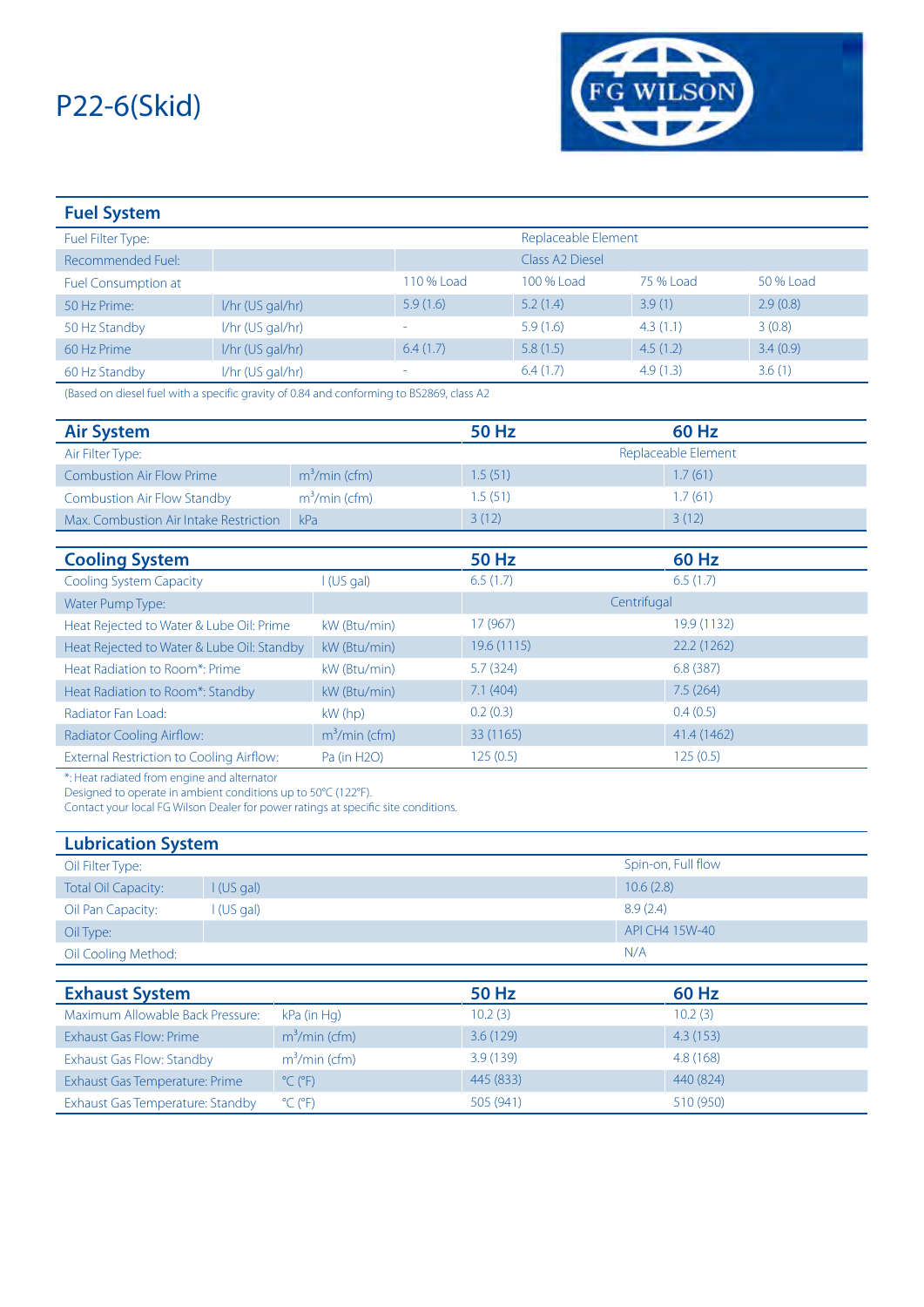# P22-6(Skid)

## Fuel System

| | | | | | |
|---|---|---|---|---|---|
| Fuel Filter Type: | | | Replaceable Element | | |
| Recommended Fuel: | | | Class A2 Diesel | | |
| Fuel Consumption at | | 110 % Load | 100 % Load | 75 % Load | 50 % Load |
| 50 Hz Prime: | l/hr (US gal/hr) | 5.9 (1.6) | 5.2 (1.4) | 3.9 (1) | 2.9 (0.8) |
| 50 Hz Standby | l/hr (US gal/hr) | - | 5.9 (1.6) | 4.3 (1.1) | 3 (0.8) |
| 60 Hz Prime | l/hr (US gal/hr) | 6.4 (1.7) | 5.8 (1.5) | 4.5 (1.2) | 3.4 (0.9) |
| 60 Hz Standby | l/hr (US gal/hr) | - | 6.4 (1.7) | 4.9 (1.3) | 3.6 (1) |

(Based on diesel fuel with a specific gravity of 0.84 and conforming to BS2869, class A2

## Air System

| Air System | | 50 Hz | 60 Hz |
|---|---|---|---|
| Air Filter Type: | | Replaceable Element | |
| Combustion Air Flow Prime | $m^3$/min (cfm) | 1.5 (51) | 1.7 (61) |
| Combustion Air Flow Standby | $m^3$/min (cfm) | 1.5 (51) | 1.7 (61) |
| Max. Combustion Air Intake Restriction | kPa | 3 (12) | 3 (12) |

## Cooling System

| Cooling System | | 50 Hz | 60 Hz |
|---|---|---|---|
| Cooling System Capacity | l (US gal) | 6.5 (1.7) | 6.5 (1.7) |
| Water Pump Type: | | Centrifugal | |
| Heat Rejected to Water & Lube Oil: Prime | kW (Btu/min) | 17 (967) | 19.9 (1132) |
| Heat Rejected to Water & Lube Oil: Standby | kW (Btu/min) | 19.6 (1115) | 22.2 (1262) |
| Heat Radiation to Room*: Prime | kW (Btu/min) | 5.7 (324) | 6.8 (387) |
| Heat Radiation to Room*: Standby | kW (Btu/min) | 7.1 (404) | 7.5 (264) |
| Radiator Fan Load: | kW (hp) | 0.2 (0.3) | 0.4 (0.5) |
| Radiator Cooling Airflow: | $m^3$/min (cfm) | 33 (1165) | 41.4 (1462) |
| External Restriction to Cooling Airflow: | Pa (in H2O) | 125 (0.5) | 125 (0.5) |

*: Heat radiated from engine and alternator
Designed to operate in ambient conditions up to 50°C (122°F).
Contact your local FG Wilson Dealer for power ratings at specific site conditions.

## Lubrication System

| | | |
|---|---|---|
| Oil Filter Type: | | Spin-on, Full flow |
| Total Oil Capacity: | l (US gal) | 10.6 (2.8) |
| Oil Pan Capacity: | l (US gal) | 8.9 (2.4) |
| Oil Type: | | API CH4 15W-40 |
| Oil Cooling Method: | | N/A |

## Exhaust System

| Exhaust System | | 50 Hz | 60 Hz |
|---|---|---|---|
| Maximum Allowable Back Pressure: | kPa (in Hg) | 10.2 (3) | 10.2 (3) |
| Exhaust Gas Flow: Prime | $m^3$/min (cfm) | 3.6 (129) | 4.3 (153) |
| Exhaust Gas Flow: Standby | $m^3$/min (cfm) | 3.9 (139) | 4.8 (168) |
| Exhaust Gas Temperature: Prime | °C (°F) | 445 (833) | 440 (824) |
| Exhaust Gas Temperature: Standby | °C (°F) | 505 (941) | 510 (950) |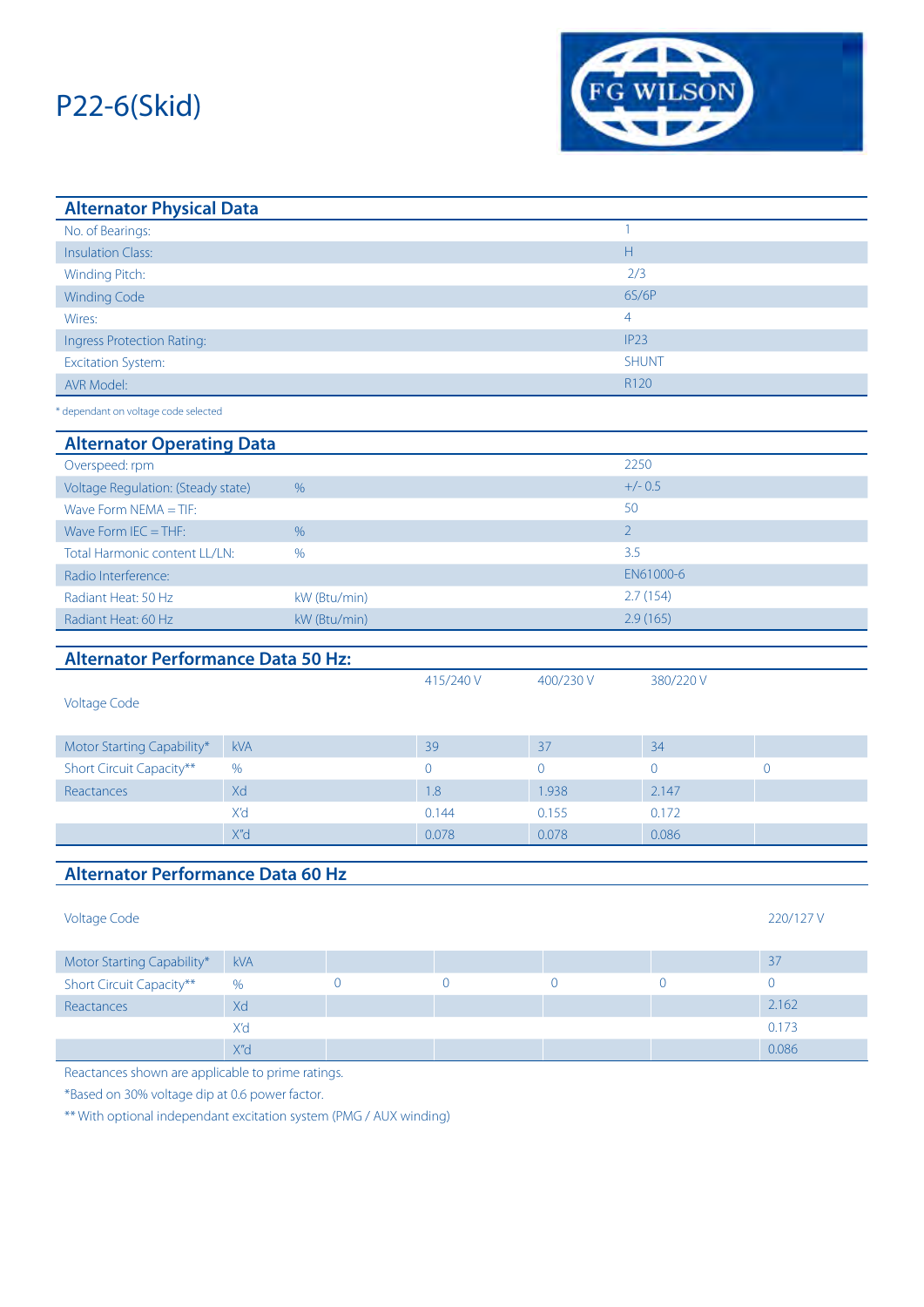# P22-6(Skid)

## Alternator Physical Data

| | |
|---|---|
| No. of Bearings: | 1 |
| Insulation Class: | H |
| Winding Pitch: | 2/3 |
| Winding Code | 6S/6P |
| Wires: | 4 |
| Ingress Protection Rating: | IP23 |
| Excitation System: | SHUNT |
| AVR Model: | R120 |

* dependant on voltage code selected

## Alternator Operating Data

| | | |
|---|---|---|
| Overspeed: rpm | | 2250 |
| Voltage Regulation: (Steady state) | % | +/- 0.5 |
| Wave Form NEMA = TIF: | | 50 |
| Wave Form IEC = THF: | % | 2 |
| Total Harmonic content LL/LN: | % | 3.5 |
| Radio Interference: | | EN61000-6 |
| Radiant Heat: 50 Hz | kW (Btu/min) | 2.7 (154) |
| Radiant Heat: 60 Hz | kW (Btu/min) | 2.9 (165) |

## Alternator Performance Data 50 Hz:

| Voltage Code | | 415/240 V | 400/230 V | 380/220 V | |
|---|---|---|---|---|---|
| Motor Starting Capability* | kVA | 39 | 37 | 34 | |
| Short Circuit Capacity** | % | 0 | 0 | 0 | 0 |
| Reactances | Xd | 1.8 | 1.938 | 2.147 | |
| | X'd | 0.144 | 0.155 | 0.172 | |
| | X"d | 0.078 | 0.078 | 0.086 | |

## Alternator Performance Data 60 Hz

| Voltage Code | | | | | | 220/127 V |
|---|---|---|---|---|---|---|
| Motor Starting Capability* | kVA | | | | | 37 |
| Short Circuit Capacity** | % | 0 | 0 | 0 | 0 | 0 |
| Reactances | Xd | | | | | 2.162 |
| | X'd | | | | | 0.173 |
| | X"d | | | | | 0.086 |

Reactances shown are applicable to prime ratings.

*Based on 30% voltage dip at 0.6 power factor.

** With optional independant excitation system (PMG / AUX winding)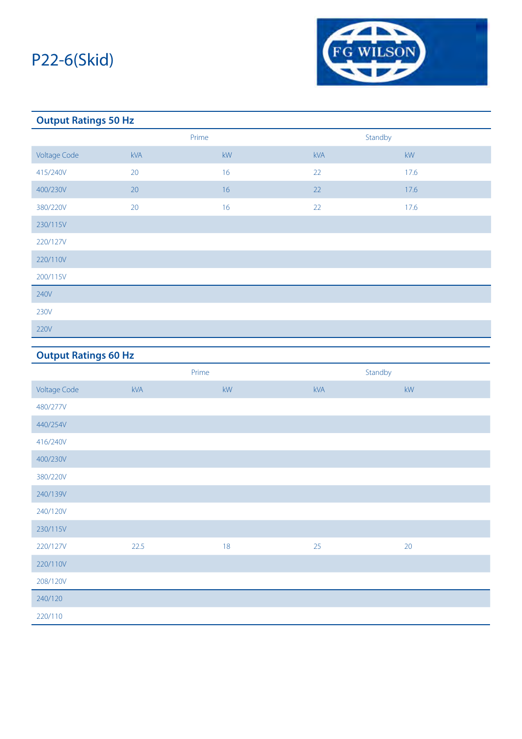# P22-6(Skid)

FG WILSON

## Output Ratings 50 Hz

| | Prime | | Standby | |
|---|---|---|---|---|
| Voltage Code | kVA | kW | kVA | kW |
| 415/240V | 20 | 16 | 22 | 17.6 |
| 400/230V | 20 | 16 | 22 | 17.6 |
| 380/220V | 20 | 16 | 22 | 17.6 |
| 230/115V | | | | |
| 220/127V | | | | |
| 220/110V | | | | |
| 200/115V | | | | |
| 240V | | | | |
| 230V | | | | |
| 220V | | | | |

## Output Ratings 60 Hz

| | Prime | | Standby | |
|---|---|---|---|---|
| Voltage Code | kVA | kW | kVA | kW |
| 480/277V | | | | |
| 440/254V | | | | |
| 416/240V | | | | |
| 400/230V | | | | |
| 380/220V | | | | |
| 240/139V | | | | |
| 240/120V | | | | |
| 230/115V | | | | |
| 220/127V | 22.5 | 18 | 25 | 20 |
| 220/110V | | | | |
| 208/120V | | | | |
| 240/120 | | | | |
| 220/110 | | | | |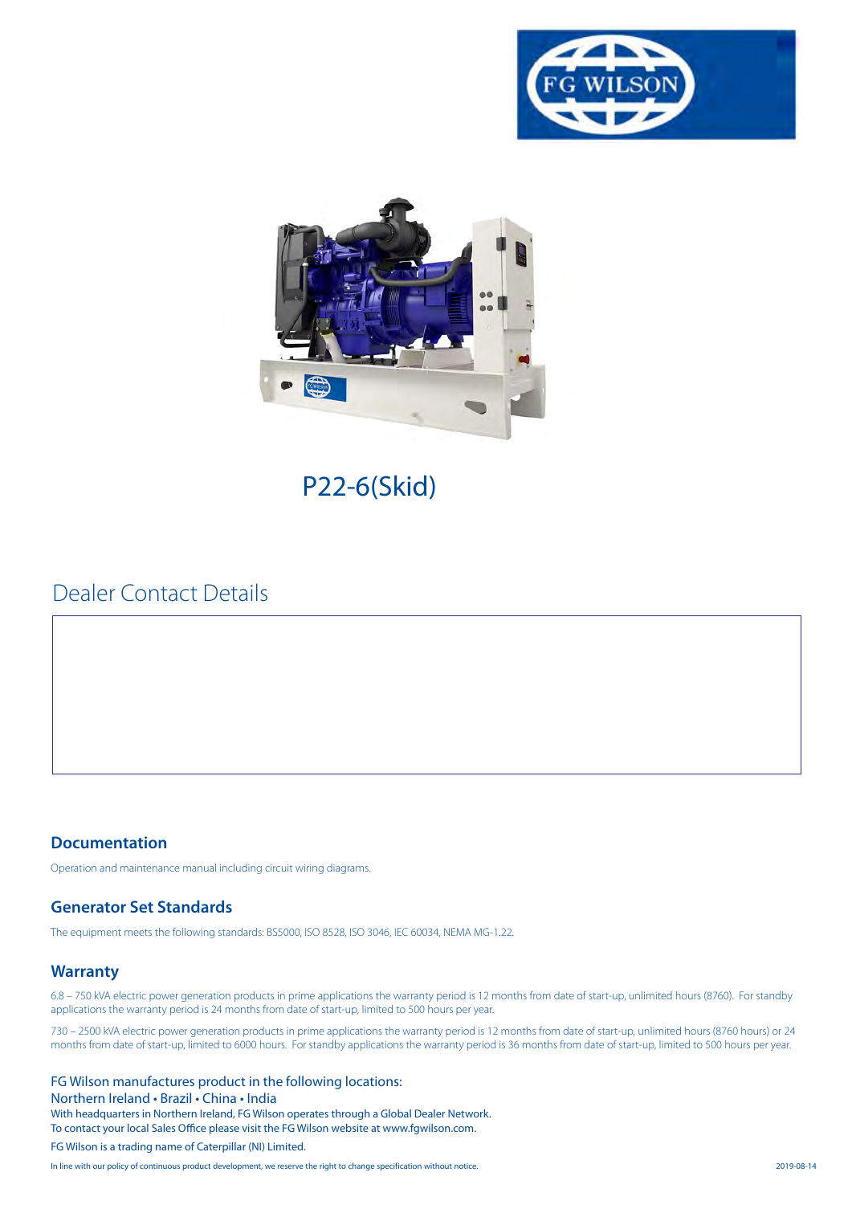P22-6(Skid)

## Dealer Contact Details

### Documentation

Operation and maintenance manual including circuit wiring diagrams.

### Generator Set Standards

The equipment meets the following standards: BS5000, ISO 8528, ISO 3046, IEC 60034, NEMA MG-1.22.

### Warranty

6.8 – 750 kVA electric power generation products in prime applications the warranty period is 12 months from date of start-up, unlimited hours (8760). For standby applications the warranty period is 24 months from date of start-up, limited to 500 hours per year.

730 – 2500 kVA electric power generation products in prime applications the warranty period is 12 months from date of start-up, unlimited hours (8760 hours) or 24 months from date of start-up, limited to 6000 hours. For standby applications the warranty period is 36 months from date of start-up, limited to 500 hours per year.

FG Wilson manufactures product in the following locations:
Northern Ireland • Brazil • China • India
With headquarters in Northern Ireland, FG Wilson operates through a Global Dealer Network.
To contact your local Sales Office please visit the FG Wilson website at www.fgwilson.com.

FG Wilson is a trading name of Caterpillar (NI) Limited.

In line with our policy of continuous product development, we reserve the right to change specification without notice.

2019-08-14